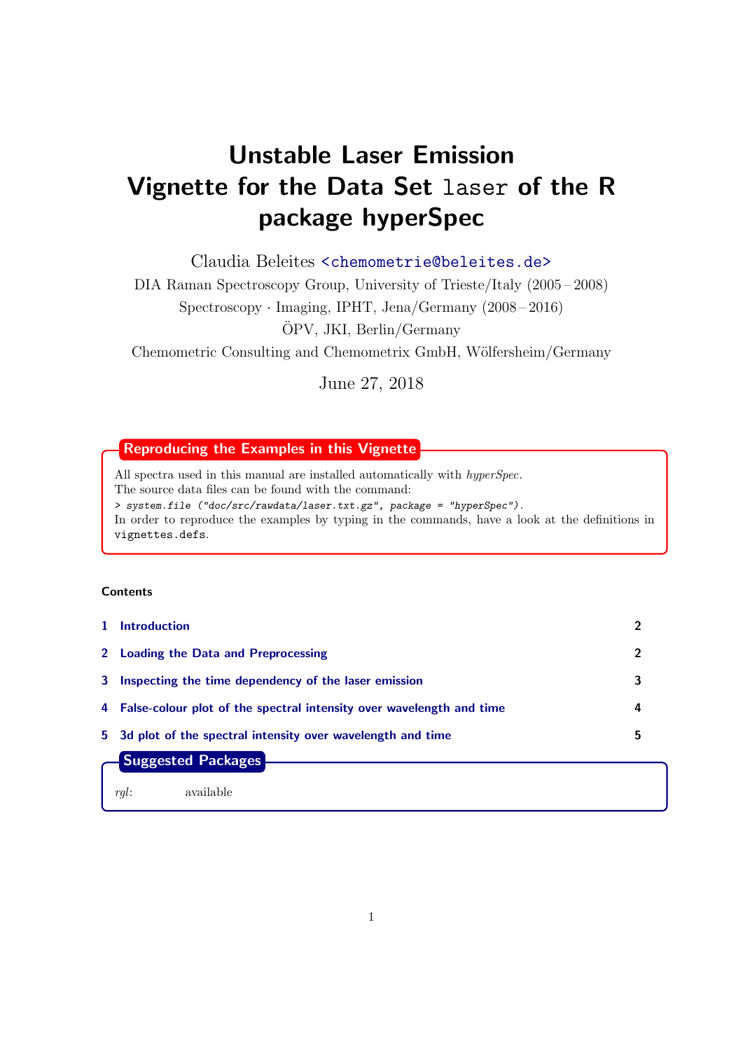# Unstable Laser Emission
# Vignette for the Data Set `laser` of the R package hyperSpec

Claudia Beleites <chemometrie@beleites.de>

DIA Raman Spectroscopy Group, University of Trieste/Italy (2005 – 2008)

Spectroscopy · Imaging, IPHT, Jena/Germany (2008 – 2016)

ÖPV, JKI, Berlin/Germany

Chemometric Consulting and Chemometrix GmbH, Wölfersheim/Germany

June 27, 2018

**Reproducing the Examples in this Vignette**

All spectra used in this manual are installed automatically with *hyperSpec*.
The source data files can be found with the command:

```
> system.file ("doc/src/rawdata/laser.txt.gz", package = "hyperSpec").
```

In order to reproduce the examples by typing in the commands, have a look at the definitions in `vignettes.defs`.

**Contents**

1 Introduction — 2

2 Loading the Data and Preprocessing — 2

3 Inspecting the time dependency of the laser emission — 3

4 False-colour plot of the spectral intensity over wavelength and time — 4

5 3d plot of the spectral intensity over wavelength and time — 5

**Suggested Packages**

*rgl*: available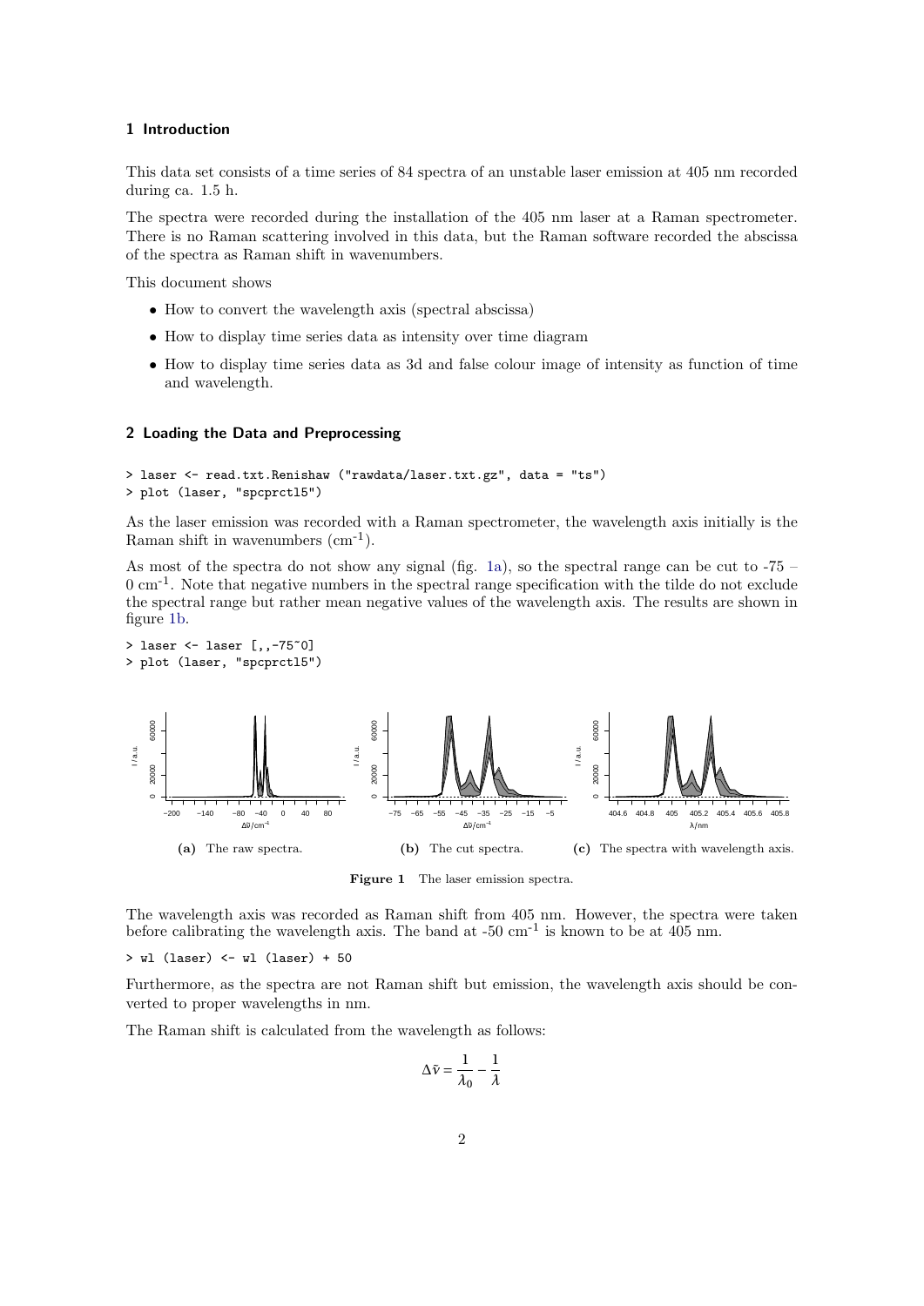## 1 Introduction

This data set consists of a time series of 84 spectra of an unstable laser emission at 405 nm recorded during ca. 1.5 h.

The spectra were recorded during the installation of the 405 nm laser at a Raman spectrometer. There is no Raman scattering involved in this data, but the Raman software recorded the abscissa of the spectra as Raman shift in wavenumbers.

This document shows

- How to convert the wavelength axis (spectral abscissa)
- How to display time series data as intensity over time diagram
- How to display time series data as 3d and false colour image of intensity as function of time and wavelength.

## 2 Loading the Data and Preprocessing

```
> laser <- read.txt.Renishaw ("rawdata/laser.txt.gz", data = "ts")
> plot (laser, "spcprctl5")
```

As the laser emission was recorded with a Raman spectrometer, the wavelength axis initially is the Raman shift in wavenumbers ($cm^{-1}$).

As most of the spectra do not show any signal (fig. 1a), so the spectral range can be cut to -75 – 0 $cm^{-1}$. Note that negative numbers in the spectral range specification with the tilde do not exclude the spectral range but rather mean negative values of the wavelength axis. The results are shown in figure 1b.

```
> laser <- laser [,,-75~0]
> plot (laser, "spcprctl5")
```

**(a)** The raw spectra. **(b)** The cut spectra. **(c)** The spectra with wavelength axis.

**Figure 1** The laser emission spectra.

The wavelength axis was recorded as Raman shift from 405 nm. However, the spectra were taken before calibrating the wavelength axis. The band at -50 $cm^{-1}$ is known to be at 405 nm.

```
> wl (laser) <- wl (laser) + 50
```

Furthermore, as the spectra are not Raman shift but emission, the wavelength axis should be converted to proper wavelengths in nm.

The Raman shift is calculated from the wavelength as follows:

$$\Delta\tilde{\nu} = \frac{1}{\lambda_0} - \frac{1}{\lambda}$$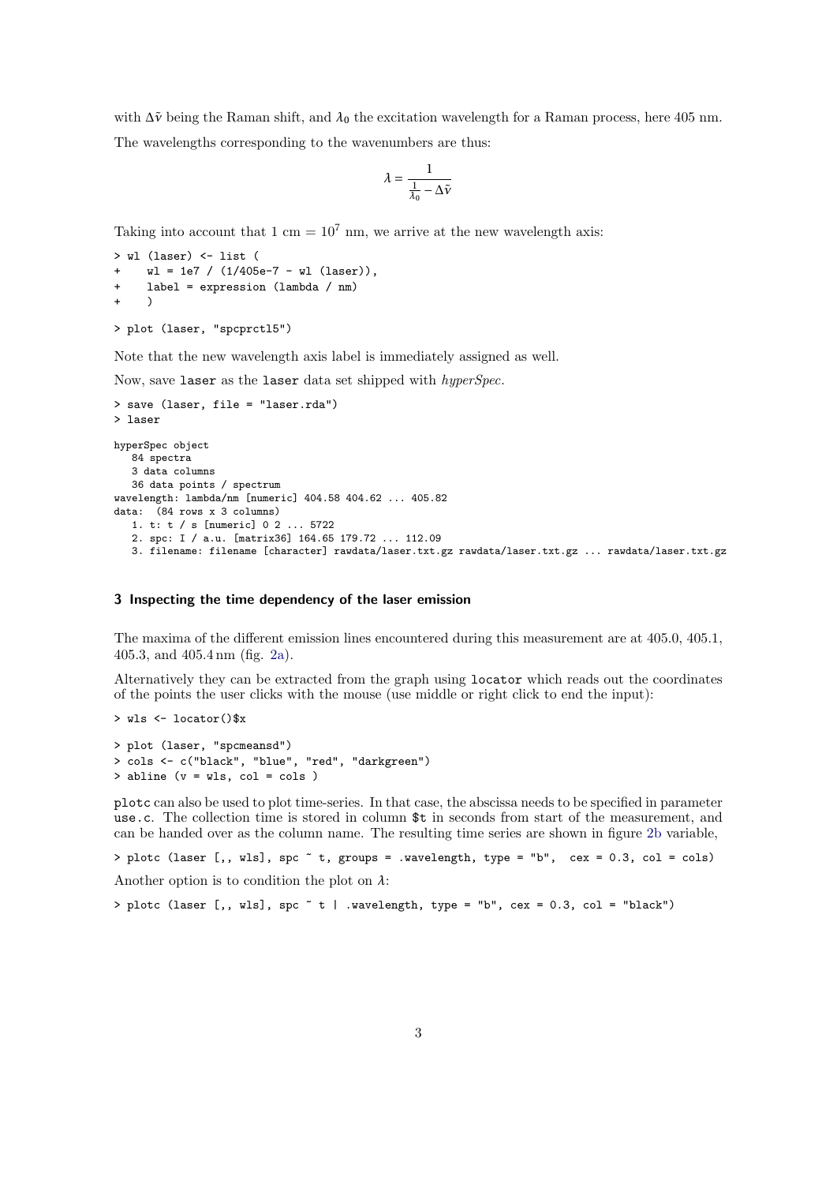with $\Delta\tilde{\nu}$ being the Raman shift, and $\lambda_0$ the excitation wavelength for a Raman process, here 405 nm. The wavelengths corresponding to the wavenumbers are thus:

$$\lambda = \frac{1}{\frac{1}{\lambda_0} - \Delta\tilde{\nu}}$$

Taking into account that 1 cm = $10^7$ nm, we arrive at the new wavelength axis:

```
> wl (laser) <- list (
+    wl = 1e7 / (1/405e-7 - wl (laser)),
+    label = expression (lambda / nm)
+    )
```

```
> plot (laser, "spcprctl5")
```

Note that the new wavelength axis label is immediately assigned as well.

Now, save `laser` as the `laser` data set shipped with *hyperSpec*.

```
> save (laser, file = "laser.rda")
> laser
```

```
hyperSpec object
   84 spectra
   3 data columns
   36 data points / spectrum
wavelength: lambda/nm [numeric] 404.58 404.62 ... 405.82
data:  (84 rows x 3 columns)
   1. t: t / s [numeric] 0 2 ... 5722
   2. spc: I / a.u. [matrix36] 164.65 179.72 ... 112.09
   3. filename: filename [character] rawdata/laser.txt.gz rawdata/laser.txt.gz ... rawdata/laser.txt.gz
```

## 3 Inspecting the time dependency of the laser emission

The maxima of the different emission lines encountered during this measurement are at 405.0, 405.1, 405.3, and 405.4 nm (fig. 2a).

Alternatively they can be extracted from the graph using `locator` which reads out the coordinates of the points the user clicks with the mouse (use middle or right click to end the input):

```
> wls <- locator()$x
```

```
> plot (laser, "spcmeansd")
> cols <- c("black", "blue", "red", "darkgreen")
> abline (v = wls, col = cols )
```

`plotc` can also be used to plot time-series. In that case, the abscissa needs to be specified in parameter `use.c`. The collection time is stored in column `$t` in seconds from start of the measurement, and can be handed over as the column name. The resulting time series are shown in figure 2b variable,

```
> plotc (laser [,, wls], spc ~ t, groups = .wavelength, type = "b",  cex = 0.3, col = cols)
```

Another option is to condition the plot on $\lambda$:

```
> plotc (laser [,, wls], spc ~ t | .wavelength, type = "b", cex = 0.3, col = "black")
```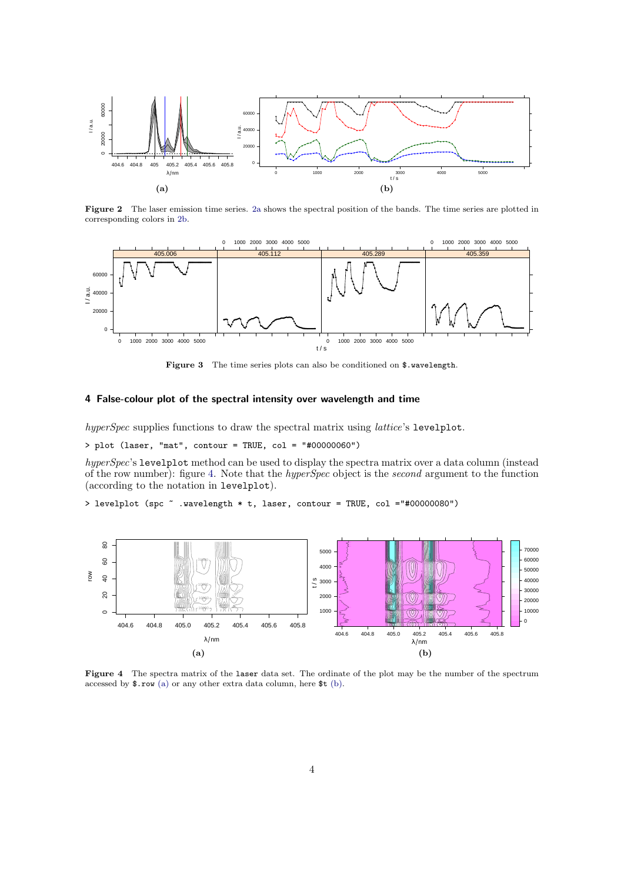**Figure 2** The laser emission time series. 2a shows the spectral position of the bands. The time series are plotted in corresponding colors in 2b.

**Figure 3** The time series plots can also be conditioned on `$.wavelength`.

## 4 False-colour plot of the spectral intensity over wavelength and time

*hyperSpec* supplies functions to draw the spectral matrix using *lattice*'s `levelplot`.

```
> plot (laser, "mat", contour = TRUE, col = "#00000060")
```

*hyperSpec*'s `levelplot` method can be used to display the spectra matrix over a data column (instead of the row number): figure 4. Note that the *hyperSpec* object is the *second* argument to the function (according to the notation in `levelplot`).

```
> levelplot (spc ~ .wavelength * t, laser, contour = TRUE, col ="#00000080")
```

**Figure 4** The spectra matrix of the `laser` data set. The ordinate of the plot may be the number of the spectrum accessed by `$.row` (a) or any other extra data column, here `$t` (b).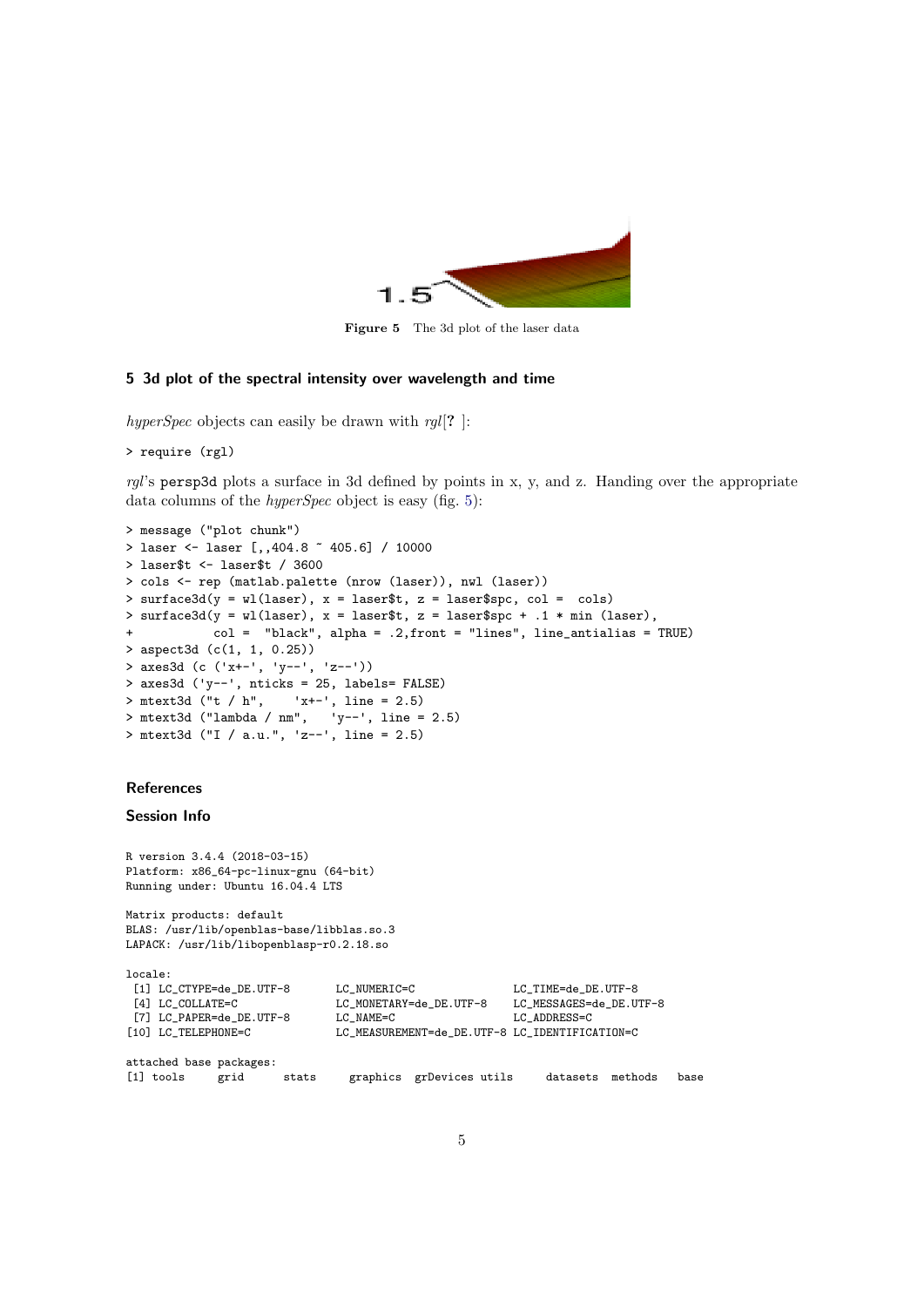Figure 5 The 3d plot of the laser data

## 5 3d plot of the spectral intensity over wavelength and time

*hyperSpec* objects can easily be drawn with *rgl*[? ]:

```
> require (rgl)
```

*rgl*'s persp3d plots a surface in 3d defined by points in x, y, and z. Handing over the appropriate data columns of the *hyperSpec* object is easy (fig. 5):

```
> message ("plot chunk")
> laser <- laser [,,404.8 ~ 405.6] / 10000
> laser$t <- laser$t / 3600
> cols <- rep (matlab.palette (nrow (laser)), nwl (laser))
> surface3d(y = wl(laser), x = laser$t, z = laser$spc, col =  cols)
> surface3d(y = wl(laser), x = laser$t, z = laser$spc + .1 * min (laser),
+           col =  "black", alpha = .2,front = "lines", line_antialias = TRUE)
> aspect3d (c(1, 1, 0.25))
> axes3d (c ('x+-', 'y--', 'z--'))
> axes3d ('y--', nticks = 25, labels= FALSE)
> mtext3d ("t / h",    'x+-', line = 2.5)
> mtext3d ("lambda / nm",   'y--', line = 2.5)
> mtext3d ("I / a.u.", 'z--', line = 2.5)
```

## References

## Session Info

```
R version 3.4.4 (2018-03-15)
Platform: x86_64-pc-linux-gnu (64-bit)
Running under: Ubuntu 16.04.4 LTS

Matrix products: default
BLAS: /usr/lib/openblas-base/libblas.so.3
LAPACK: /usr/lib/libopenblasp-r0.2.18.so

locale:
 [1] LC_CTYPE=de_DE.UTF-8       LC_NUMERIC=C               LC_TIME=de_DE.UTF-8
 [4] LC_COLLATE=C               LC_MONETARY=de_DE.UTF-8    LC_MESSAGES=de_DE.UTF-8
 [7] LC_PAPER=de_DE.UTF-8       LC_NAME=C                  LC_ADDRESS=C
[10] LC_TELEPHONE=C             LC_MEASUREMENT=de_DE.UTF-8 LC_IDENTIFICATION=C

attached base packages:
[1] tools     grid      stats     graphics  grDevices utils     datasets  methods   base
```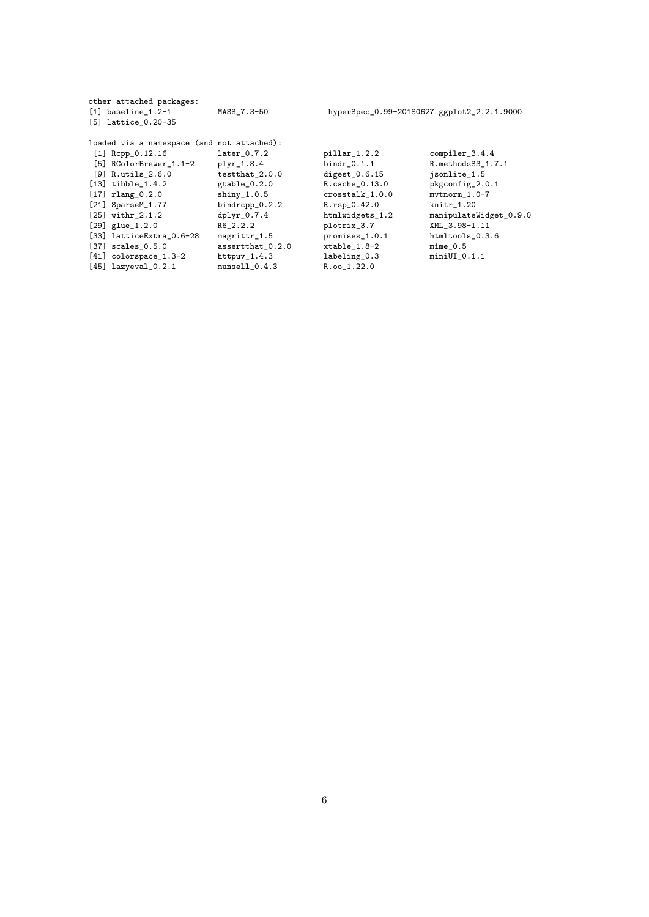```
other attached packages:
[1] baseline_1.2-1          MASS_7.3-50            hyperSpec_0.99-20180627 ggplot2_2.2.1.9000
[5] lattice_0.20-35

loaded via a namespace (and not attached):
 [1] Rcpp_0.12.16           later_0.7.2           pillar_1.2.2          compiler_3.4.4
 [5] RColorBrewer_1.1-2     plyr_1.8.4            bindr_0.1.1           R.methodsS3_1.7.1
 [9] R.utils_2.6.0          testthat_2.0.0        digest_0.6.15         jsonlite_1.5
[13] tibble_1.4.2           gtable_0.2.0          R.cache_0.13.0        pkgconfig_2.0.1
[17] rlang_0.2.0            shiny_1.0.5           crosstalk_1.0.0       mvtnorm_1.0-7
[21] SparseM_1.77           bindrcpp_0.2.2        R.rsp_0.42.0          knitr_1.20
[25] withr_2.1.2            dplyr_0.7.4           htmlwidgets_1.2       manipulateWidget_0.9.0
[29] glue_1.2.0             R6_2.2.2              plotrix_3.7           XML_3.98-1.11
[33] latticeExtra_0.6-28    magrittr_1.5          promises_1.0.1        htmltools_0.3.6
[37] scales_0.5.0           assertthat_0.2.0      xtable_1.8-2          mime_0.5
[41] colorspace_1.3-2       httpuv_1.4.3          labeling_0.3          miniUI_0.1.1
[45] lazyeval_0.2.1         munsell_0.4.3         R.oo_1.22.0
```